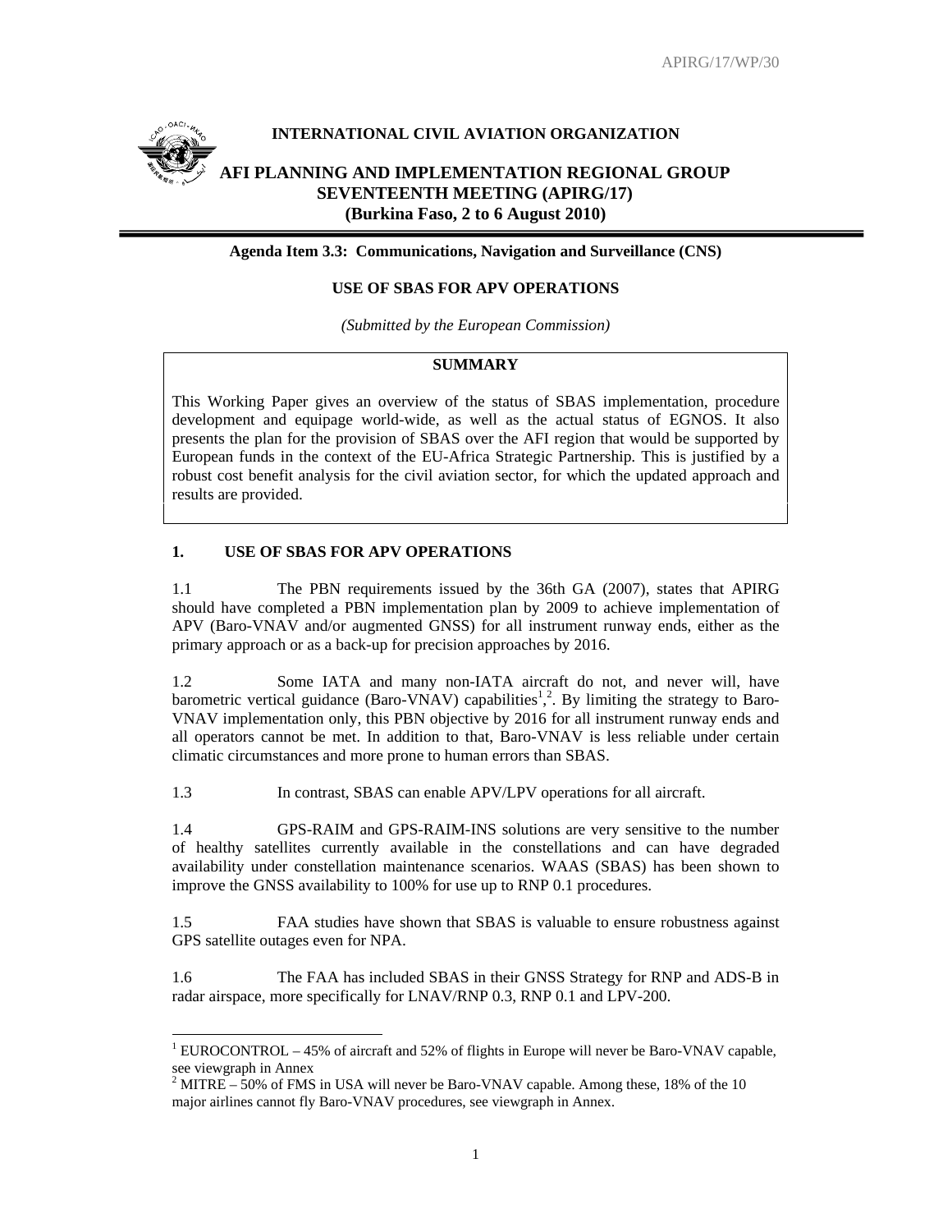**INTERNATIONAL CIVIL AVIATION ORGANIZATION**

**AFI PLANNING AND IMPLEMENTATION REGIONAL GROUP SEVENTEENTH MEETING (APIRG/17) (Burkina Faso, 2 to 6 August 2010)**

**Agenda Item 3.3: Communications, Navigation and Surveillance (CNS)**

**USE OF SBAS FOR APV OPERATIONS**

*(Submitted by the European Commission)*

**SUMMARY**

This Working Paper gives an overview of the status of SBAS implementation, procedure development and equipage world-wide, as well as the actual status of EGNOS. It also presents the plan for the provision of SBAS over the AFI region that would be supported by European funds in the context of the EU-Africa Strategic Partnership. This is justified by a robust cost benefit analysis for the civil aviation sector, for which the updated approach and results are provided.

## 1. USE OF SBAS FOR APV OPERATIONS

1.1 The PBN requirements issued by the 36th GA (2007), states that APIRG should have completed a PBN implementation plan by 2009 to achieve implementation of APV (Baro-VNAV and/or augmented GNSS) for all instrument runway ends, either as the primary approach or as a back-up for precision approaches by 2016.

1.2 Some IATA and many non-IATA aircraft do not, and never will, have barometric vertical guidance (Baro-VNAV) capabilities[1],[2]. By limiting the strategy to Baro-VNAV implementation only, this PBN objective by 2016 for all instrument runway ends and all operators cannot be met. In addition to that, Baro-VNAV is less reliable under certain climatic circumstances and more prone to human errors than SBAS.

1.3 In contrast, SBAS can enable APV/LPV operations for all aircraft.

1.4 GPS-RAIM and GPS-RAIM-INS solutions are very sensitive to the number of healthy satellites currently available in the constellations and can have degraded availability under constellation maintenance scenarios. WAAS (SBAS) has been shown to improve the GNSS availability to 100% for use up to RNP 0.1 procedures.

1.5 FAA studies have shown that SBAS is valuable to ensure robustness against GPS satellite outages even for NPA.

1.6 The FAA has included SBAS in their GNSS Strategy for RNP and ADS-B in radar airspace, more specifically for LNAV/RNP 0.3, RNP 0.1 and LPV-200.

---

[1] EUROCONTROL – 45% of aircraft and 52% of flights in Europe will never be Baro-VNAV capable, see viewgraph in Annex

[2] MITRE – 50% of FMS in USA will never be Baro-VNAV capable. Among these, 18% of the 10 major airlines cannot fly Baro-VNAV procedures, see viewgraph in Annex.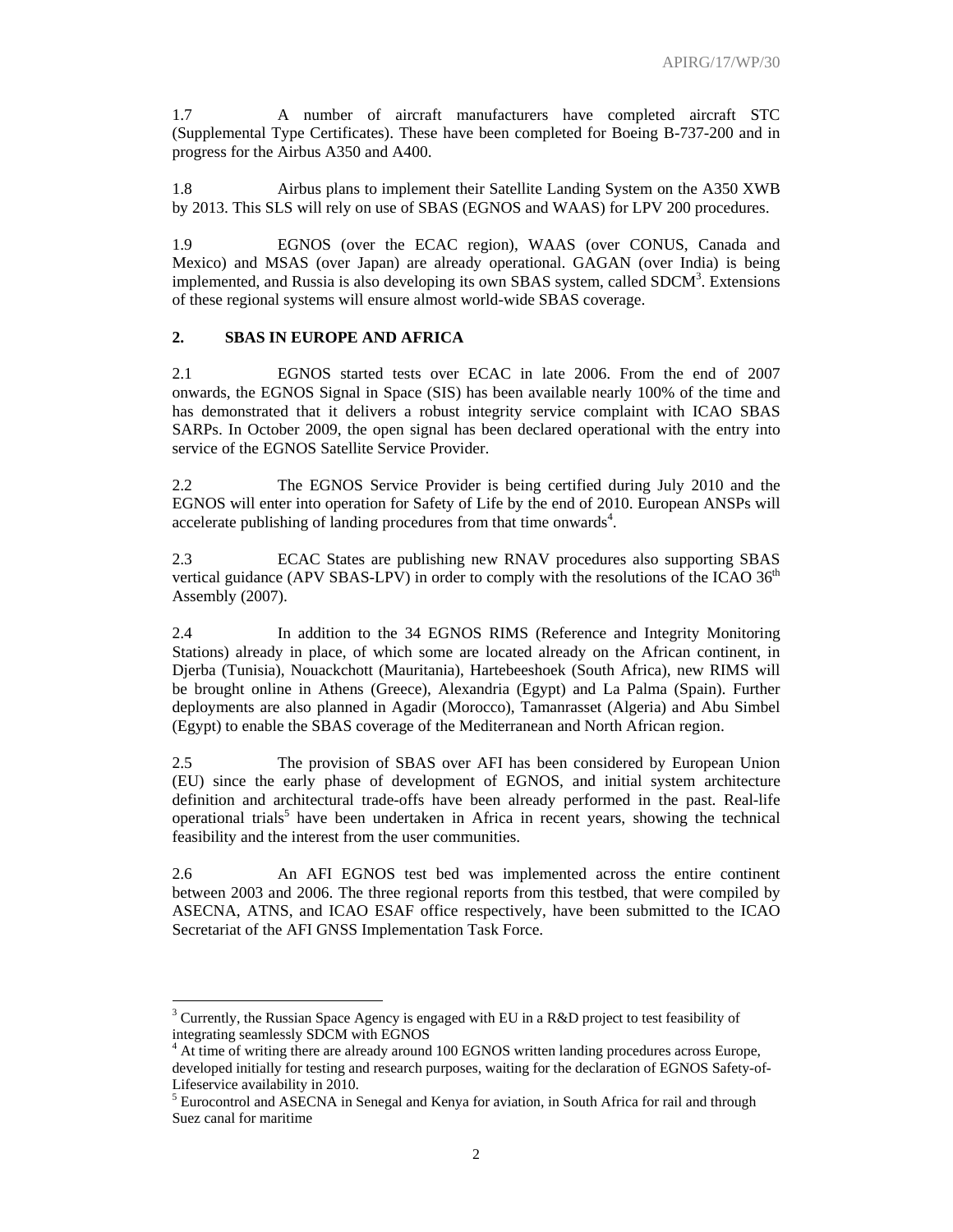1.7 A number of aircraft manufacturers have completed aircraft STC (Supplemental Type Certificates). These have been completed for Boeing B-737-200 and in progress for the Airbus A350 and A400.

1.8 Airbus plans to implement their Satellite Landing System on the A350 XWB by 2013. This SLS will rely on use of SBAS (EGNOS and WAAS) for LPV 200 procedures.

1.9 EGNOS (over the ECAC region), WAAS (over CONUS, Canada and Mexico) and MSAS (over Japan) are already operational. GAGAN (over India) is being implemented, and Russia is also developing its own SBAS system, called SDCM[3]. Extensions of these regional systems will ensure almost world-wide SBAS coverage.

## 2. SBAS IN EUROPE AND AFRICA

2.1 EGNOS started tests over ECAC in late 2006. From the end of 2007 onwards, the EGNOS Signal in Space (SIS) has been available nearly 100% of the time and has demonstrated that it delivers a robust integrity service complaint with ICAO SBAS SARPs. In October 2009, the open signal has been declared operational with the entry into service of the EGNOS Satellite Service Provider.

2.2 The EGNOS Service Provider is being certified during July 2010 and the EGNOS will enter into operation for Safety of Life by the end of 2010. European ANSPs will accelerate publishing of landing procedures from that time onwards[4].

2.3 ECAC States are publishing new RNAV procedures also supporting SBAS vertical guidance (APV SBAS-LPV) in order to comply with the resolutions of the ICAO 36th Assembly (2007).

2.4 In addition to the 34 EGNOS RIMS (Reference and Integrity Monitoring Stations) already in place, of which some are located already on the African continent, in Djerba (Tunisia), Nouackchott (Mauritania), Hartebeeshoek (South Africa), new RIMS will be brought online in Athens (Greece), Alexandria (Egypt) and La Palma (Spain). Further deployments are also planned in Agadir (Morocco), Tamanrasset (Algeria) and Abu Simbel (Egypt) to enable the SBAS coverage of the Mediterranean and North African region.

2.5 The provision of SBAS over AFI has been considered by European Union (EU) since the early phase of development of EGNOS, and initial system architecture definition and architectural trade-offs have been already performed in the past. Real-life operational trials[5] have been undertaken in Africa in recent years, showing the technical feasibility and the interest from the user communities.

2.6 An AFI EGNOS test bed was implemented across the entire continent between 2003 and 2006. The three regional reports from this testbed, that were compiled by ASECNA, ATNS, and ICAO ESAF office respectively, have been submitted to the ICAO Secretariat of the AFI GNSS Implementation Task Force.

---

[3] Currently, the Russian Space Agency is engaged with EU in a R&D project to test feasibility of integrating seamlessly SDCM with EGNOS

[4] At time of writing there are already around 100 EGNOS written landing procedures across Europe, developed initially for testing and research purposes, waiting for the declaration of EGNOS Safety-of-Lifeservice availability in 2010.

[5] Eurocontrol and ASECNA in Senegal and Kenya for aviation, in South Africa for rail and through Suez canal for maritime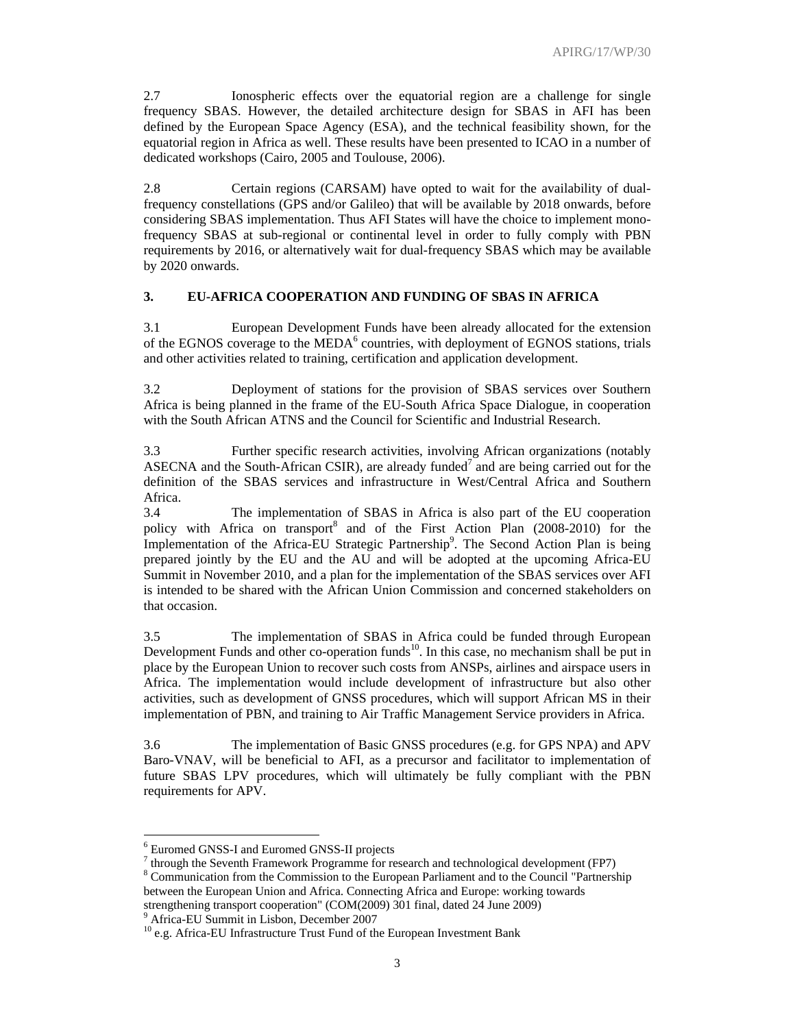2.7 Ionospheric effects over the equatorial region are a challenge for single frequency SBAS. However, the detailed architecture design for SBAS in AFI has been defined by the European Space Agency (ESA), and the technical feasibility shown, for the equatorial region in Africa as well. These results have been presented to ICAO in a number of dedicated workshops (Cairo, 2005 and Toulouse, 2006).

2.8 Certain regions (CARSAM) have opted to wait for the availability of dual-frequency constellations (GPS and/or Galileo) that will be available by 2018 onwards, before considering SBAS implementation. Thus AFI States will have the choice to implement mono-frequency SBAS at sub-regional or continental level in order to fully comply with PBN requirements by 2016, or alternatively wait for dual-frequency SBAS which may be available by 2020 onwards.

## 3. EU-AFRICA COOPERATION AND FUNDING OF SBAS IN AFRICA

3.1 European Development Funds have been already allocated for the extension of the EGNOS coverage to the MEDA[6] countries, with deployment of EGNOS stations, trials and other activities related to training, certification and application development.

3.2 Deployment of stations for the provision of SBAS services over Southern Africa is being planned in the frame of the EU-South Africa Space Dialogue, in cooperation with the South African ATNS and the Council for Scientific and Industrial Research.

3.3 Further specific research activities, involving African organizations (notably ASECNA and the South-African CSIR), are already funded[7] and are being carried out for the definition of the SBAS services and infrastructure in West/Central Africa and Southern Africa.

3.4 The implementation of SBAS in Africa is also part of the EU cooperation policy with Africa on transport[8] and of the First Action Plan (2008-2010) for the Implementation of the Africa-EU Strategic Partnership[9]. The Second Action Plan is being prepared jointly by the EU and the AU and will be adopted at the upcoming Africa-EU Summit in November 2010, and a plan for the implementation of the SBAS services over AFI is intended to be shared with the African Union Commission and concerned stakeholders on that occasion.

3.5 The implementation of SBAS in Africa could be funded through European Development Funds and other co-operation funds[10]. In this case, no mechanism shall be put in place by the European Union to recover such costs from ANSPs, airlines and airspace users in Africa. The implementation would include development of infrastructure but also other activities, such as development of GNSS procedures, which will support African MS in their implementation of PBN, and training to Air Traffic Management Service providers in Africa.

3.6 The implementation of Basic GNSS procedures (e.g. for GPS NPA) and APV Baro-VNAV, will be beneficial to AFI, as a precursor and facilitator to implementation of future SBAS LPV procedures, which will ultimately be fully compliant with the PBN requirements for APV.

---

[6] Euromed GNSS-I and Euromed GNSS-II projects

[7] through the Seventh Framework Programme for research and technological development (FP7)

[8] Communication from the Commission to the European Parliament and to the Council "Partnership between the European Union and Africa. Connecting Africa and Europe: working towards strengthening transport cooperation" (COM(2009) 301 final, dated 24 June 2009)

[9] Africa-EU Summit in Lisbon, December 2007

[10] e.g. Africa-EU Infrastructure Trust Fund of the European Investment Bank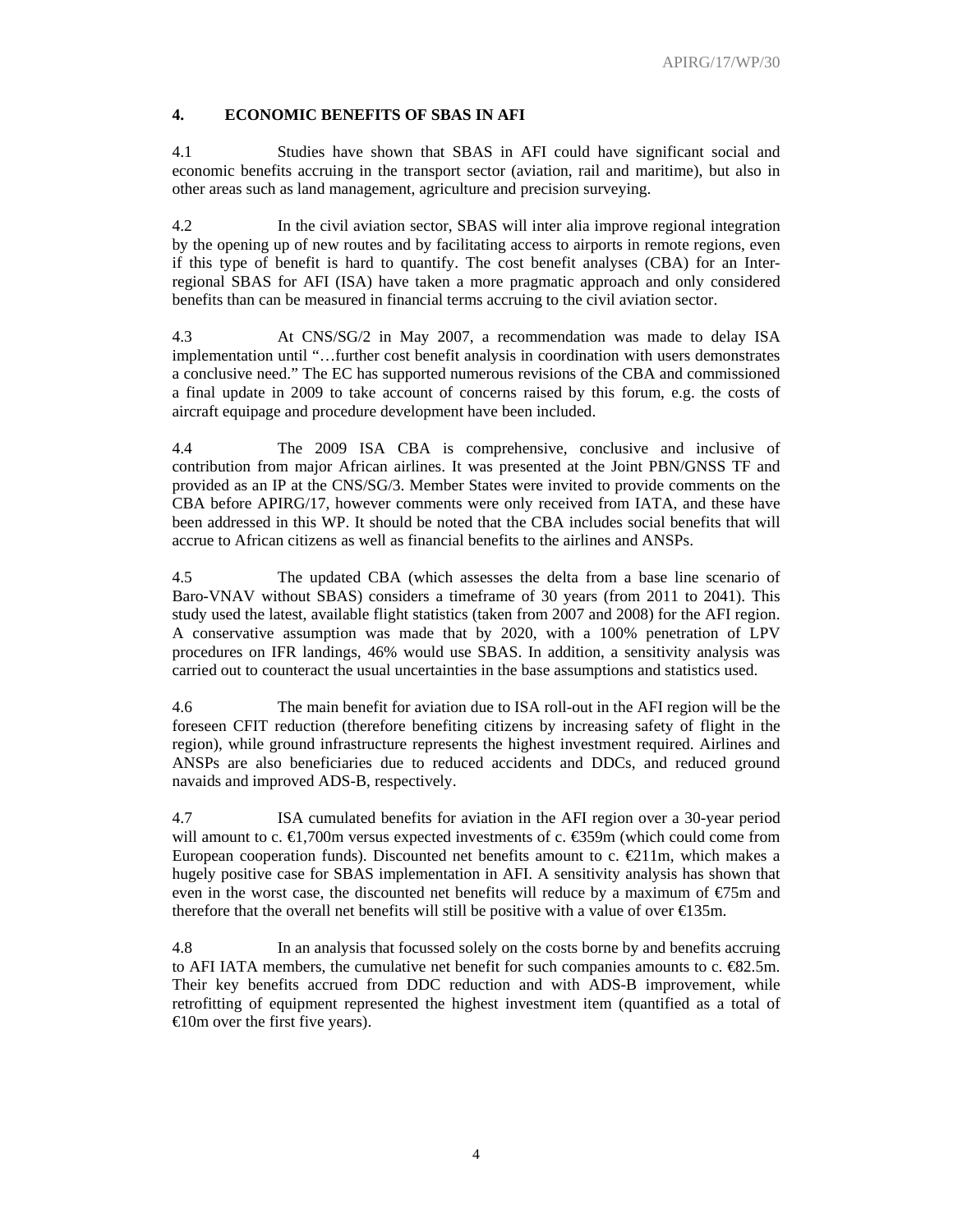## 4. ECONOMIC BENEFITS OF SBAS IN AFI

4.1 Studies have shown that SBAS in AFI could have significant social and economic benefits accruing in the transport sector (aviation, rail and maritime), but also in other areas such as land management, agriculture and precision surveying.

4.2 In the civil aviation sector, SBAS will inter alia improve regional integration by the opening up of new routes and by facilitating access to airports in remote regions, even if this type of benefit is hard to quantify. The cost benefit analyses (CBA) for an Inter-regional SBAS for AFI (ISA) have taken a more pragmatic approach and only considered benefits than can be measured in financial terms accruing to the civil aviation sector.

4.3 At CNS/SG/2 in May 2007, a recommendation was made to delay ISA implementation until "…further cost benefit analysis in coordination with users demonstrates a conclusive need." The EC has supported numerous revisions of the CBA and commissioned a final update in 2009 to take account of concerns raised by this forum, e.g. the costs of aircraft equipage and procedure development have been included.

4.4 The 2009 ISA CBA is comprehensive, conclusive and inclusive of contribution from major African airlines. It was presented at the Joint PBN/GNSS TF and provided as an IP at the CNS/SG/3. Member States were invited to provide comments on the CBA before APIRG/17, however comments were only received from IATA, and these have been addressed in this WP. It should be noted that the CBA includes social benefits that will accrue to African citizens as well as financial benefits to the airlines and ANSPs.

4.5 The updated CBA (which assesses the delta from a base line scenario of Baro-VNAV without SBAS) considers a timeframe of 30 years (from 2011 to 2041). This study used the latest, available flight statistics (taken from 2007 and 2008) for the AFI region. A conservative assumption was made that by 2020, with a 100% penetration of LPV procedures on IFR landings, 46% would use SBAS. In addition, a sensitivity analysis was carried out to counteract the usual uncertainties in the base assumptions and statistics used.

4.6 The main benefit for aviation due to ISA roll-out in the AFI region will be the foreseen CFIT reduction (therefore benefiting citizens by increasing safety of flight in the region), while ground infrastructure represents the highest investment required. Airlines and ANSPs are also beneficiaries due to reduced accidents and DDCs, and reduced ground navaids and improved ADS-B, respectively.

4.7 ISA cumulated benefits for aviation in the AFI region over a 30-year period will amount to c. €1,700m versus expected investments of c. €359m (which could come from European cooperation funds). Discounted net benefits amount to c. €211m, which makes a hugely positive case for SBAS implementation in AFI. A sensitivity analysis has shown that even in the worst case, the discounted net benefits will reduce by a maximum of €75m and therefore that the overall net benefits will still be positive with a value of over €135m.

4.8 In an analysis that focussed solely on the costs borne by and benefits accruing to AFI IATA members, the cumulative net benefit for such companies amounts to c. €82.5m. Their key benefits accrued from DDC reduction and with ADS-B improvement, while retrofitting of equipment represented the highest investment item (quantified as a total of €10m over the first five years).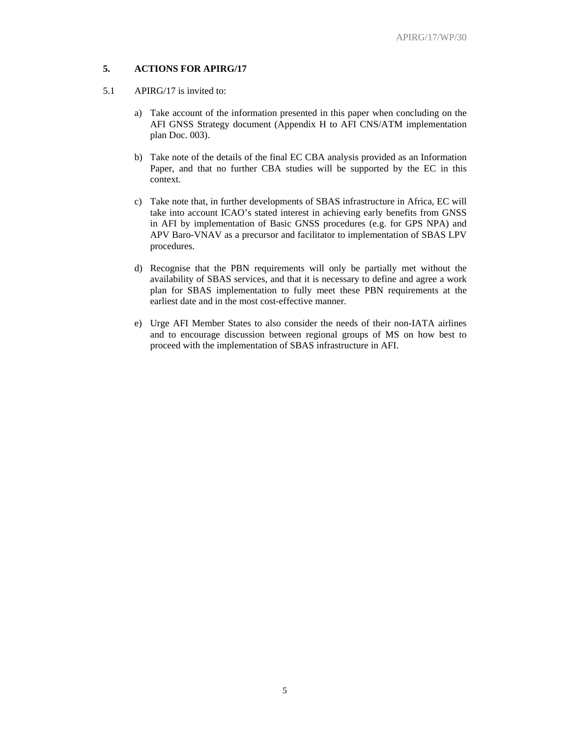## 5. ACTIONS FOR APIRG/17

5.1 APIRG/17 is invited to:

a) Take account of the information presented in this paper when concluding on the AFI GNSS Strategy document (Appendix H to AFI CNS/ATM implementation plan Doc. 003).

b) Take note of the details of the final EC CBA analysis provided as an Information Paper, and that no further CBA studies will be supported by the EC in this context.

c) Take note that, in further developments of SBAS infrastructure in Africa, EC will take into account ICAO's stated interest in achieving early benefits from GNSS in AFI by implementation of Basic GNSS procedures (e.g. for GPS NPA) and APV Baro-VNAV as a precursor and facilitator to implementation of SBAS LPV procedures.

d) Recognise that the PBN requirements will only be partially met without the availability of SBAS services, and that it is necessary to define and agree a work plan for SBAS implementation to fully meet these PBN requirements at the earliest date and in the most cost-effective manner.

e) Urge AFI Member States to also consider the needs of their non-IATA airlines and to encourage discussion between regional groups of MS on how best to proceed with the implementation of SBAS infrastructure in AFI.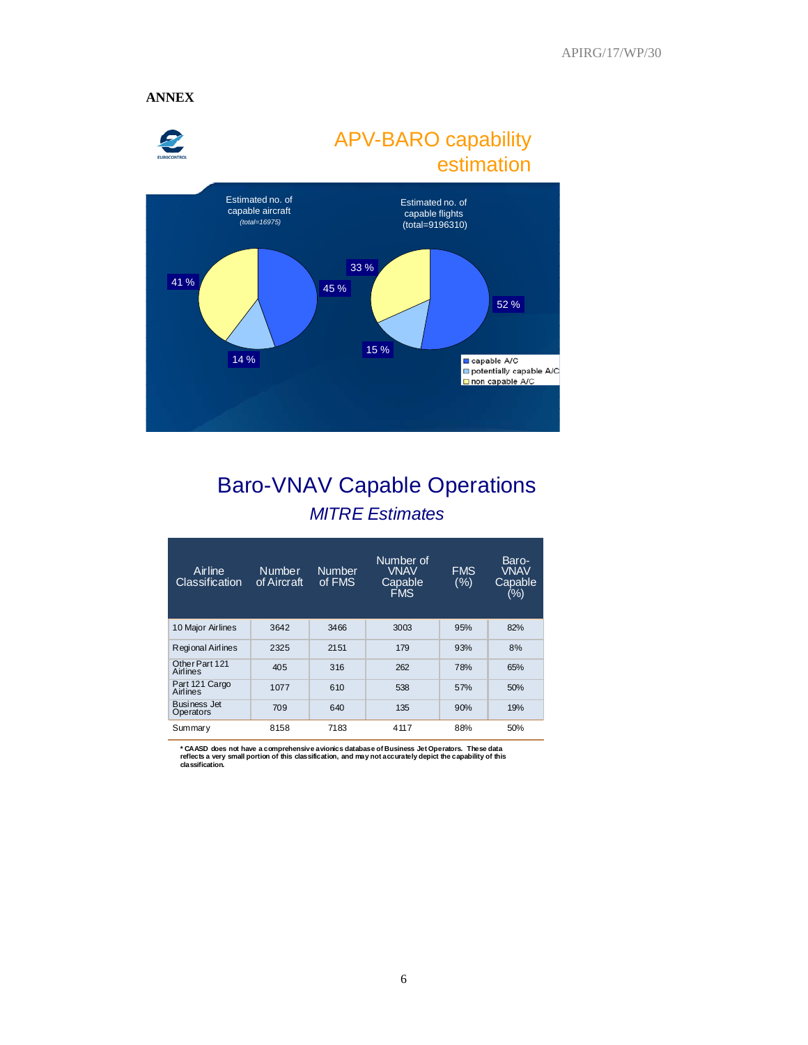**ANNEX**

EUROCONTROL

## APV-BARO capability estimation

Estimated no. of capable aircraft (total=16975)

41 %

45 %

14 %

Estimated no. of capable flights (total=9196310)

33 %

52 %

15 %

capable A/C
potentially capable A/C
non capable A/C

## Baro-VNAV Capable Operations

*MITRE Estimates*

| Airline Classification | Number of Aircraft | Number of FMS | Number of VNAV Capable FMS | FMS (%) | Baro-VNAV Capable (%) |
|---|---|---|---|---|---|
| 10 Major Airlines | 3642 | 3466 | 3003 | 95% | 82% |
| Regional Airlines | 2325 | 2151 | 179 | 93% | 8% |
| Other Part 121 Airlines | 405 | 316 | 262 | 78% | 65% |
| Part 121 Cargo Airlines | 1077 | 610 | 538 | 57% | 50% |
| Business Jet Operators | 709 | 640 | 135 | 90% | 19% |
| Summary | 8158 | 7183 | 4117 | 88% | 50% |

**\* CAASD does not have a comprehensive avionics database of Business Jet Operators. These data reflects a very small portion of this classification, and may not accurately depict the capability of this classification.**